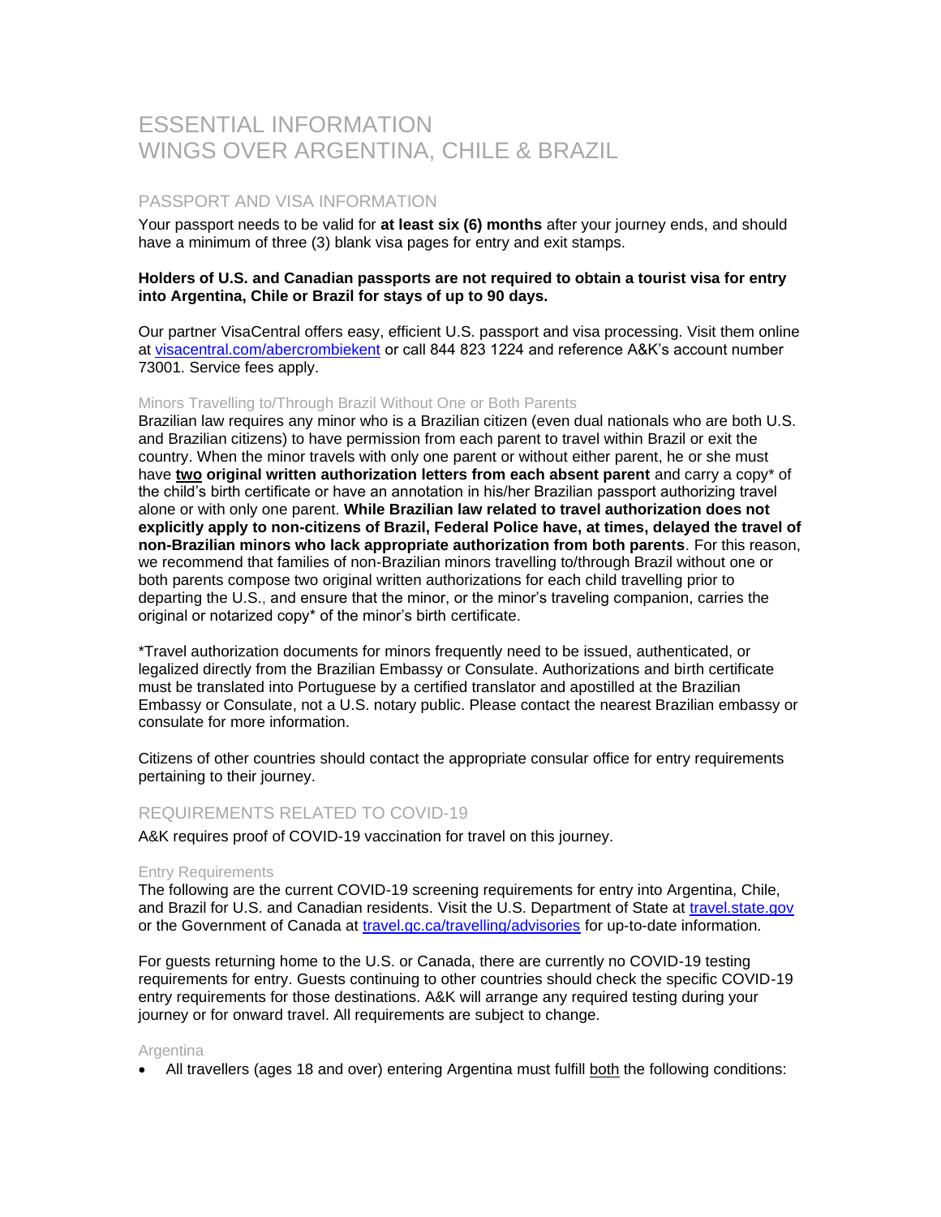# ESSENTIAL INFORMATION
# WINGS OVER ARGENTINA, CHILE & BRAZIL

## PASSPORT AND VISA INFORMATION

Your passport needs to be valid for **at least six (6) months** after your journey ends, and should have a minimum of three (3) blank visa pages for entry and exit stamps.

**Holders of U.S. and Canadian passports are not required to obtain a tourist visa for entry into Argentina, Chile or Brazil for stays of up to 90 days.**

Our partner VisaCentral offers easy, efficient U.S. passport and visa processing. Visit them online at [visacentral.com/abercrombiekent](visacentral.com/abercrombiekent) or call 844 823 1224 and reference A&K's account number 73001. Service fees apply.

### Minors Travelling to/Through Brazil Without One or Both Parents

Brazilian law requires any minor who is a Brazilian citizen (even dual nationals who are both U.S. and Brazilian citizens) to have permission from each parent to travel within Brazil or exit the country. When the minor travels with only one parent or without either parent, he or she must have **two original written authorization letters from each absent parent** and carry a copy* of the child's birth certificate or have an annotation in his/her Brazilian passport authorizing travel alone or with only one parent. **While Brazilian law related to travel authorization does not explicitly apply to non-citizens of Brazil, Federal Police have, at times, delayed the travel of non-Brazilian minors who lack appropriate authorization from both parents**. For this reason, we recommend that families of non-Brazilian minors travelling to/through Brazil without one or both parents compose two original written authorizations for each child travelling prior to departing the U.S., and ensure that the minor, or the minor's traveling companion, carries the original or notarized copy* of the minor's birth certificate.

*Travel authorization documents for minors frequently need to be issued, authenticated, or legalized directly from the Brazilian Embassy or Consulate. Authorizations and birth certificate must be translated into Portuguese by a certified translator and apostilled at the Brazilian Embassy or Consulate, not a U.S. notary public. Please contact the nearest Brazilian embassy or consulate for more information.

Citizens of other countries should contact the appropriate consular office for entry requirements pertaining to their journey.

## REQUIREMENTS RELATED TO COVID-19

A&K requires proof of COVID-19 vaccination for travel on this journey.

### Entry Requirements

The following are the current COVID-19 screening requirements for entry into Argentina, Chile, and Brazil for U.S. and Canadian residents. Visit the U.S. Department of State at [travel.state.gov](travel.state.gov) or the Government of Canada at [travel.gc.ca/travelling/advisories](travel.gc.ca/travelling/advisories) for up-to-date information.

For guests returning home to the U.S. or Canada, there are currently no COVID-19 testing requirements for entry. Guests continuing to other countries should check the specific COVID-19 entry requirements for those destinations. A&K will arrange any required testing during your journey or for onward travel. All requirements are subject to change.

### Argentina

- All travellers (ages 18 and over) entering Argentina must fulfill both the following conditions: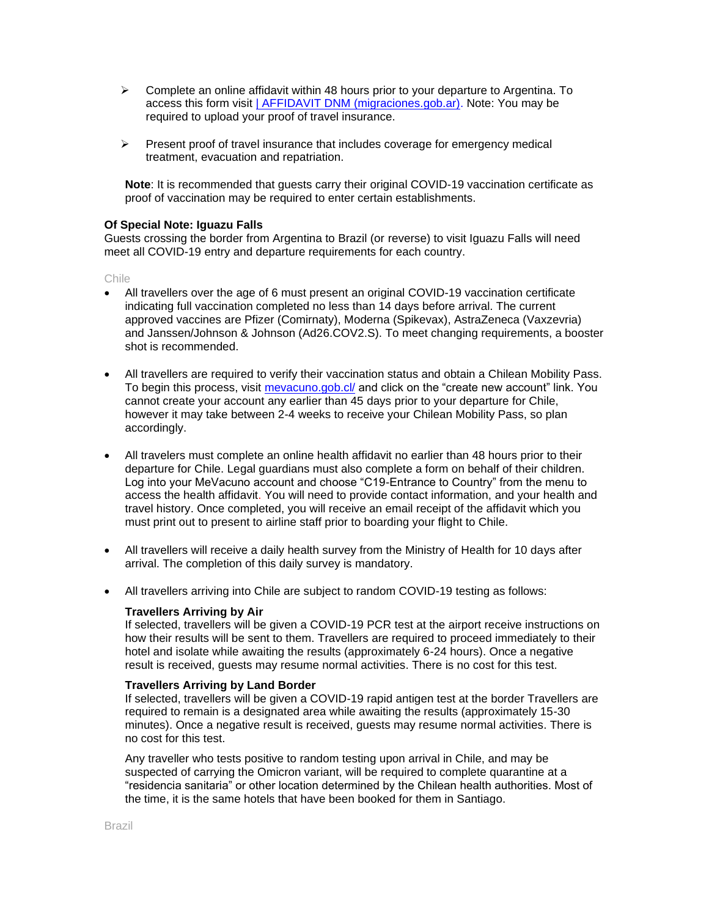- Complete an online affidavit within 48 hours prior to your departure to Argentina. To access this form visit [| AFFIDAVIT DNM (migraciones.gob.ar)](migraciones.gob.ar). Note: You may be required to upload your proof of travel insurance.

- Present proof of travel insurance that includes coverage for emergency medical treatment, evacuation and repatriation.

**Note**: It is recommended that guests carry their original COVID-19 vaccination certificate as proof of vaccination may be required to enter certain establishments.

**Of Special Note: Iguazu Falls**
Guests crossing the border from Argentina to Brazil (or reverse) to visit Iguazu Falls will need meet all COVID-19 entry and departure requirements for each country.

## Chile

- All travellers over the age of 6 must present an original COVID-19 vaccination certificate indicating full vaccination completed no less than 14 days before arrival. The current approved vaccines are Pfizer (Comirnaty), Moderna (Spikevax), AstraZeneca (Vaxzevria) and Janssen/Johnson & Johnson (Ad26.COV2.S). To meet changing requirements, a booster shot is recommended.

- All travellers are required to verify their vaccination status and obtain a Chilean Mobility Pass. To begin this process, visit [mevacuno.gob.cl/](mevacuno.gob.cl/) and click on the "create new account" link. You cannot create your account any earlier than 45 days prior to your departure for Chile, however it may take between 2-4 weeks to receive your Chilean Mobility Pass, so plan accordingly.

- All travelers must complete an online health affidavit no earlier than 48 hours prior to their departure for Chile. Legal guardians must also complete a form on behalf of their children. Log into your MeVacuno account and choose "C19-Entrance to Country" from the menu to access the health affidavit. You will need to provide contact information, and your health and travel history. Once completed, you will receive an email receipt of the affidavit which you must print out to present to airline staff prior to boarding your flight to Chile.

- All travellers will receive a daily health survey from the Ministry of Health for 10 days after arrival. The completion of this daily survey is mandatory.

- All travellers arriving into Chile are subject to random COVID-19 testing as follows:

  **Travellers Arriving by Air**
  If selected, travellers will be given a COVID-19 PCR test at the airport receive instructions on how their results will be sent to them. Travellers are required to proceed immediately to their hotel and isolate while awaiting the results (approximately 6-24 hours). Once a negative result is received, guests may resume normal activities. There is no cost for this test.

  **Travellers Arriving by Land Border**
  If selected, travellers will be given a COVID-19 rapid antigen test at the border Travellers are required to remain is a designated area while awaiting the results (approximately 15-30 minutes). Once a negative result is received, guests may resume normal activities. There is no cost for this test.

  Any traveller who tests positive to random testing upon arrival in Chile, and may be suspected of carrying the Omicron variant, will be required to complete quarantine at a "residencia sanitaria" or other location determined by the Chilean health authorities. Most of the time, it is the same hotels that have been booked for them in Santiago.

## Brazil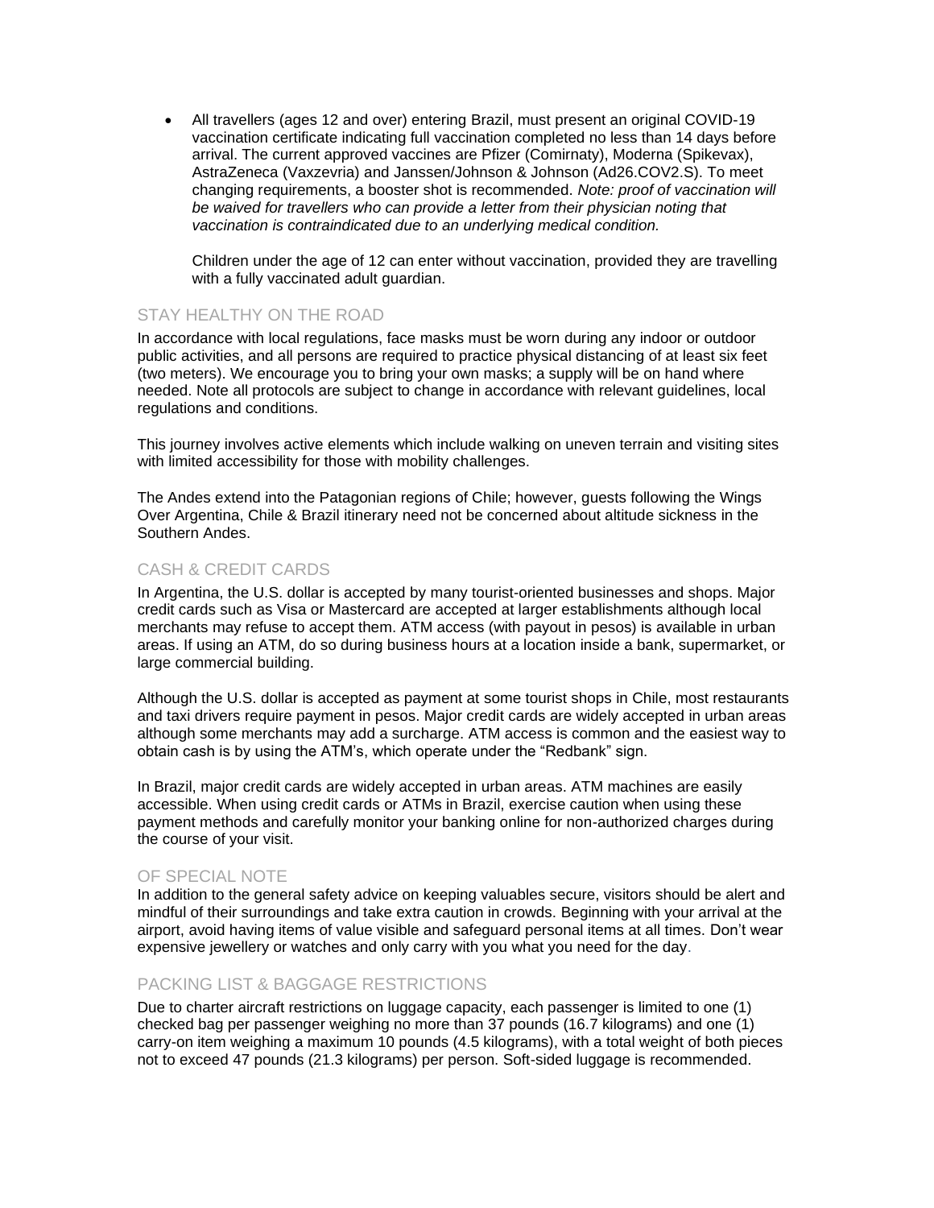- All travellers (ages 12 and over) entering Brazil, must present an original COVID-19 vaccination certificate indicating full vaccination completed no less than 14 days before arrival. The current approved vaccines are Pfizer (Comirnaty), Moderna (Spikevax), AstraZeneca (Vaxzevria) and Janssen/Johnson & Johnson (Ad26.COV2.S). To meet changing requirements, a booster shot is recommended. *Note: proof of vaccination will be waived for travellers who can provide a letter from their physician noting that vaccination is contraindicated due to an underlying medical condition.*

  Children under the age of 12 can enter without vaccination, provided they are travelling with a fully vaccinated adult guardian.

## STAY HEALTHY ON THE ROAD

In accordance with local regulations, face masks must be worn during any indoor or outdoor public activities, and all persons are required to practice physical distancing of at least six feet (two meters). We encourage you to bring your own masks; a supply will be on hand where needed. Note all protocols are subject to change in accordance with relevant guidelines, local regulations and conditions.

This journey involves active elements which include walking on uneven terrain and visiting sites with limited accessibility for those with mobility challenges.

The Andes extend into the Patagonian regions of Chile; however, guests following the Wings Over Argentina, Chile & Brazil itinerary need not be concerned about altitude sickness in the Southern Andes.

## CASH & CREDIT CARDS

In Argentina, the U.S. dollar is accepted by many tourist-oriented businesses and shops. Major credit cards such as Visa or Mastercard are accepted at larger establishments although local merchants may refuse to accept them. ATM access (with payout in pesos) is available in urban areas. If using an ATM, do so during business hours at a location inside a bank, supermarket, or large commercial building.

Although the U.S. dollar is accepted as payment at some tourist shops in Chile, most restaurants and taxi drivers require payment in pesos. Major credit cards are widely accepted in urban areas although some merchants may add a surcharge. ATM access is common and the easiest way to obtain cash is by using the ATM's, which operate under the "Redbank" sign.

In Brazil, major credit cards are widely accepted in urban areas. ATM machines are easily accessible. When using credit cards or ATMs in Brazil, exercise caution when using these payment methods and carefully monitor your banking online for non-authorized charges during the course of your visit.

## OF SPECIAL NOTE

In addition to the general safety advice on keeping valuables secure, visitors should be alert and mindful of their surroundings and take extra caution in crowds. Beginning with your arrival at the airport, avoid having items of value visible and safeguard personal items at all times. Don't wear expensive jewellery or watches and only carry with you what you need for the day.

## PACKING LIST & BAGGAGE RESTRICTIONS

Due to charter aircraft restrictions on luggage capacity, each passenger is limited to one (1) checked bag per passenger weighing no more than 37 pounds (16.7 kilograms) and one (1) carry-on item weighing a maximum 10 pounds (4.5 kilograms), with a total weight of both pieces not to exceed 47 pounds (21.3 kilograms) per person. Soft-sided luggage is recommended.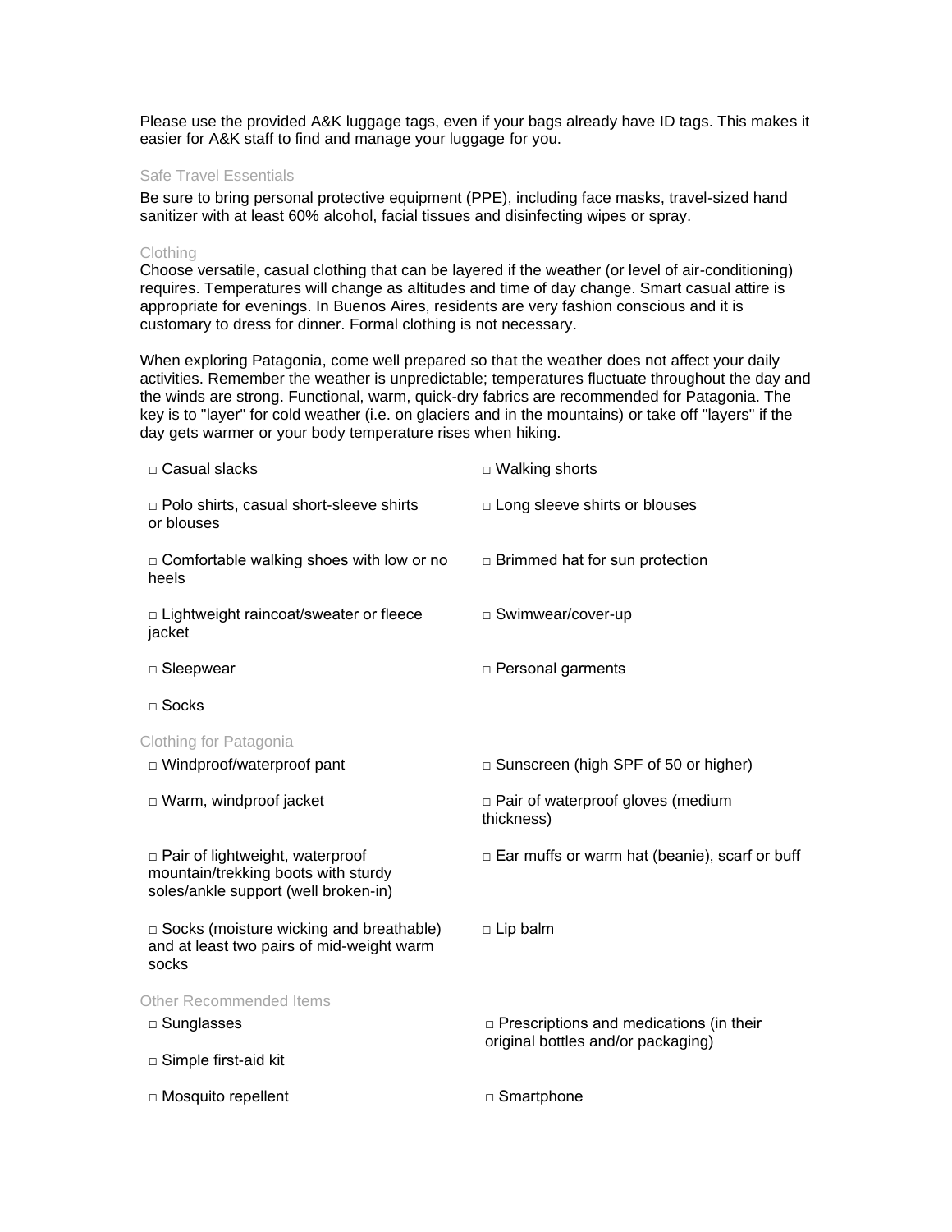Please use the provided A&K luggage tags, even if your bags already have ID tags. This makes it easier for A&K staff to find and manage your luggage for you.

### Safe Travel Essentials

Be sure to bring personal protective equipment (PPE), including face masks, travel-sized hand sanitizer with at least 60% alcohol, facial tissues and disinfecting wipes or spray.

### Clothing

Choose versatile, casual clothing that can be layered if the weather (or level of air-conditioning) requires. Temperatures will change as altitudes and time of day change. Smart casual attire is appropriate for evenings. In Buenos Aires, residents are very fashion conscious and it is customary to dress for dinner. Formal clothing is not necessary.

When exploring Patagonia, come well prepared so that the weather does not affect your daily activities. Remember the weather is unpredictable; temperatures fluctuate throughout the day and the winds are strong. Functional, warm, quick-dry fabrics are recommended for Patagonia. The key is to "layer" for cold weather (i.e. on glaciers and in the mountains) or take off "layers" if the day gets warmer or your body temperature rises when hiking.

- □ Casual slacks
- □ Walking shorts
- □ Polo shirts, casual short-sleeve shirts or blouses
- □ Long sleeve shirts or blouses
- □ Comfortable walking shoes with low or no heels
- □ Brimmed hat for sun protection
- □ Lightweight raincoat/sweater or fleece jacket
- □ Swimwear/cover-up
- □ Sleepwear
- □ Personal garments
- □ Socks

### Clothing for Patagonia

- □ Windproof/waterproof pant
- □ Sunscreen (high SPF of 50 or higher)
- □ Warm, windproof jacket
- □ Pair of waterproof gloves (medium thickness)
- □ Pair of lightweight, waterproof mountain/trekking boots with sturdy soles/ankle support (well broken-in)
- □ Ear muffs or warm hat (beanie), scarf or buff
- □ Socks (moisture wicking and breathable) and at least two pairs of mid-weight warm socks
- □ Lip balm

### Other Recommended Items

- □ Sunglasses
- □ Prescriptions and medications (in their original bottles and/or packaging)
- □ Simple first-aid kit
- □ Mosquito repellent
- □ Smartphone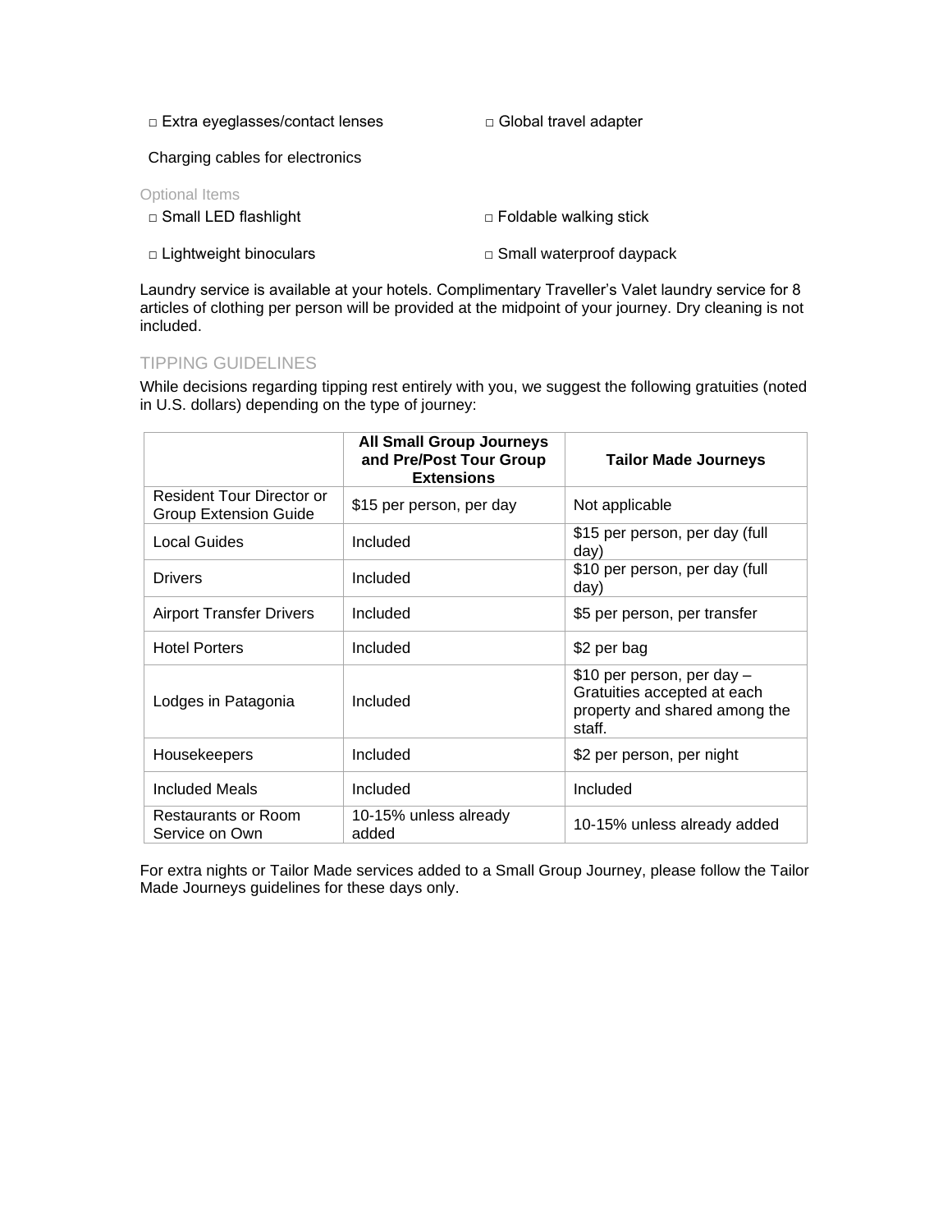□ Extra eyeglasses/contact lenses

□ Global travel adapter

Charging cables for electronics

Optional Items

□ Small LED flashlight

□ Foldable walking stick

□ Lightweight binoculars

□ Small waterproof daypack

Laundry service is available at your hotels. Complimentary Traveller's Valet laundry service for 8 articles of clothing per person will be provided at the midpoint of your journey. Dry cleaning is not included.

## TIPPING GUIDELINES

While decisions regarding tipping rest entirely with you, we suggest the following gratuities (noted in U.S. dollars) depending on the type of journey:

| | **All Small Group Journeys and Pre/Post Tour Group Extensions** | **Tailor Made Journeys** |
|---|---|---|
| Resident Tour Director or Group Extension Guide | $15 per person, per day | Not applicable |
| Local Guides | Included | $15 per person, per day (full day) |
| Drivers | Included | $10 per person, per day (full day) |
| Airport Transfer Drivers | Included | $5 per person, per transfer |
| Hotel Porters | Included | $2 per bag |
| Lodges in Patagonia | Included | $10 per person, per day – Gratuities accepted at each property and shared among the staff. |
| Housekeepers | Included | $2 per person, per night |
| Included Meals | Included | Included |
| Restaurants or Room Service on Own | 10-15% unless already added | 10-15% unless already added |

For extra nights or Tailor Made services added to a Small Group Journey, please follow the Tailor Made Journeys guidelines for these days only.